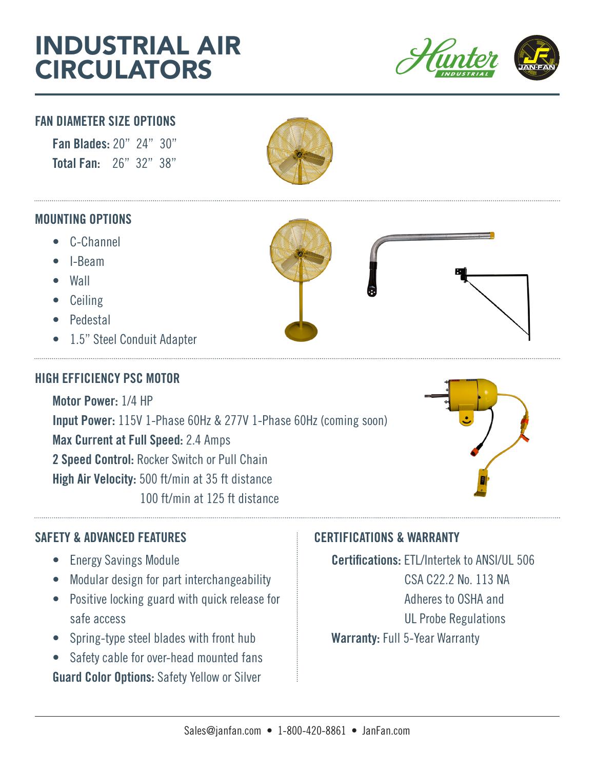# INDUSTRIAL AIR CIRCULATORS

## FAN DIAMETER SIZE OPTIONS

**Fan Blades:** 20" 24" 30"

**Total Fan:** 26" 32" 38"

## MOUNTING OPTIONS

- C-Channel
- I-Beam
- Wall
- Ceiling
- Pedestal
- 1.5" Steel Conduit Adapter

## HIGH EFFICIENCY PSC MOTOR

**Motor Power:** 1/4 HP

**Input Power:** 115V 1-Phase 60Hz & 277V 1-Phase 60Hz (coming soon)

**Max Current at Full Speed:** 2.4 Amps

**2 Speed Control:** Rocker Switch or Pull Chain

**High Air Velocity:** 500 ft/min at 35 ft distance
100 ft/min at 125 ft distance

## SAFETY & ADVANCED FEATURES

- Energy Savings Module
- Modular design for part interchangeability
- Positive locking guard with quick release for safe access
- Spring-type steel blades with front hub
- Safety cable for over-head mounted fans

**Guard Color Options:** Safety Yellow or Silver

## CERTIFICATIONS & WARRANTY

**Certifications:** ETL/Intertek to ANSI/UL 506
CSA C22.2 No. 113 NA
Adheres to OSHA and
UL Probe Regulations

**Warranty:** Full 5-Year Warranty

Sales@janfan.com • 1-800-420-8861 • JanFan.com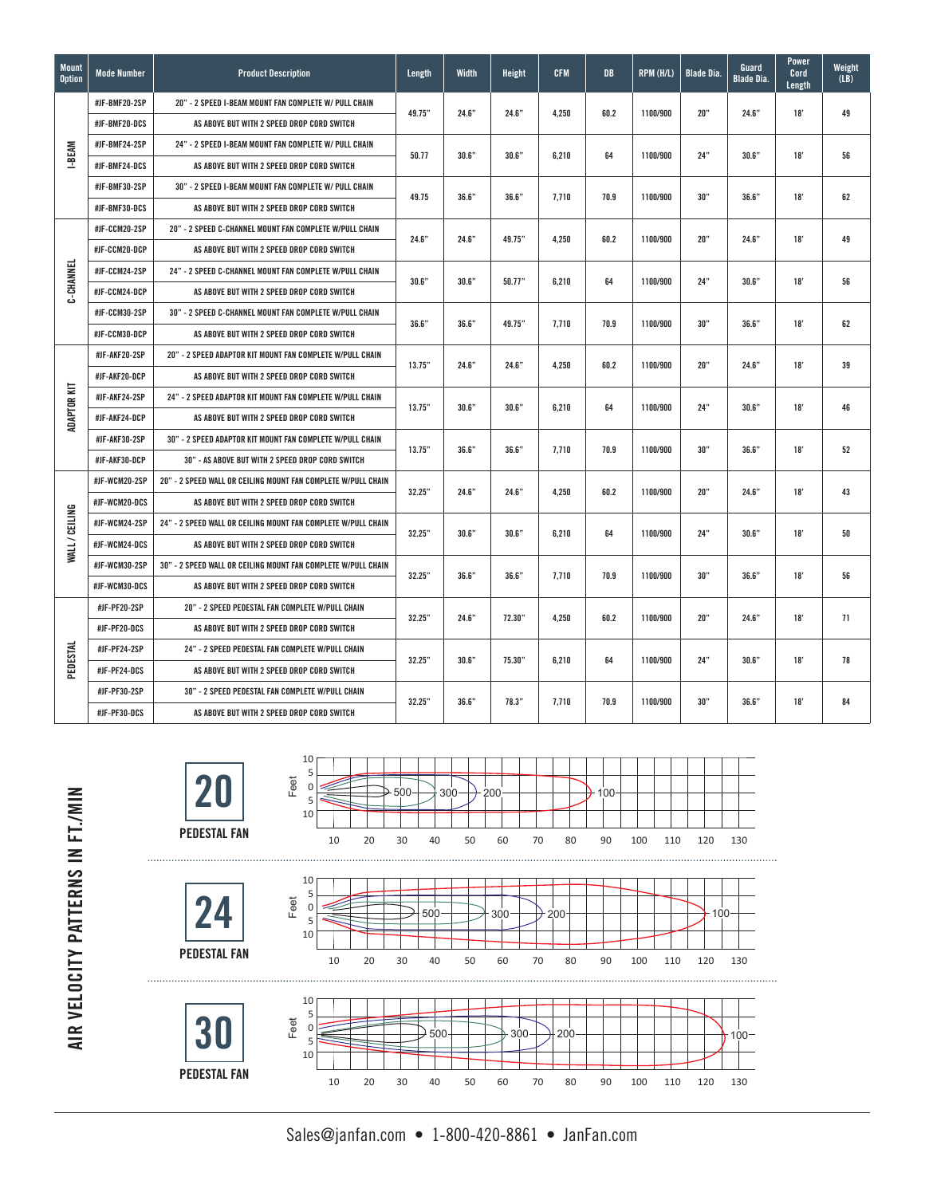| Mount Option | Mode Number | Product Description | Length | Width | Height | CFM | DB | RPM (H/L) | Blade Dia. | Guard Blade Dia. | Power Cord Length | Weight (LB) |
|---|---|---|---|---|---|---|---|---|---|---|---|---|
| I-BEAM | #JF-BMF20-2SP | 20" - 2 SPEED I-BEAM MOUNT FAN COMPLETE W/ PULL CHAIN | 49.75" | 24.6" | 24.6" | 4,250 | 60.2 | 1100/900 | 20" | 24.6" | 18' | 49 |
| | #JF-BMF20-DCS | AS ABOVE BUT WITH 2 SPEED DROP CORD SWITCH | | | | | | | | | | |
| | #JF-BMF24-2SP | 24" - 2 SPEED I-BEAM MOUNT FAN COMPLETE W/ PULL CHAIN | 50.77 | 30.6" | 30.6" | 6,210 | 64 | 1100/900 | 24" | 30.6" | 18' | 56 |
| | #JF-BMF24-DCS | AS ABOVE BUT WITH 2 SPEED DROP CORD SWITCH | | | | | | | | | | |
| | #JF-BMF30-2SP | 30" - 2 SPEED I-BEAM MOUNT FAN COMPLETE W/ PULL CHAIN | 49.75 | 36.6" | 36.6" | 7,710 | 70.9 | 1100/900 | 30" | 36.6" | 18' | 62 |
| | #JF-BMF30-DCS | AS ABOVE BUT WITH 2 SPEED DROP CORD SWITCH | | | | | | | | | | |
| C-CHANNEL | #JF-CCM20-2SP | 20" - 2 SPEED C-CHANNEL MOUNT FAN COMPLETE W/PULL CHAIN | 24.6" | 24.6" | 49.75" | 4,250 | 60.2 | 1100/900 | 20" | 24.6" | 18' | 49 |
| | #JF-CCM20-DCP | AS ABOVE BUT WITH 2 SPEED DROP CORD SWITCH | | | | | | | | | | |
| | #JF-CCM24-2SP | 24" - 2 SPEED C-CHANNEL MOUNT FAN COMPLETE W/PULL CHAIN | 30.6" | 30.6" | 50.77" | 6,210 | 64 | 1100/900 | 24" | 30.6" | 18' | 56 |
| | #JF-CCM24-DCP | AS ABOVE BUT WITH 2 SPEED DROP CORD SWITCH | | | | | | | | | | |
| | #JF-CCM30-2SP | 30" - 2 SPEED C-CHANNEL MOUNT FAN COMPLETE W/PULL CHAIN | 36.6" | 36.6" | 49.75" | 7,710 | 70.9 | 1100/900 | 30" | 36.6" | 18' | 62 |
| | #JF-CCM30-DCP | AS ABOVE BUT WITH 2 SPEED DROP CORD SWITCH | | | | | | | | | | |
| ADAPTOR KIT | #JF-AKF20-2SP | 20" - 2 SPEED ADAPTOR KIT MOUNT FAN COMPLETE W/PULL CHAIN | 13.75" | 24.6" | 24.6" | 4,250 | 60.2 | 1100/900 | 20" | 24.6" | 18' | 39 |
| | #JF-AKF20-DCP | AS ABOVE BUT WITH 2 SPEED DROP CORD SWITCH | | | | | | | | | | |
| | #JF-AKF24-2SP | 24" - 2 SPEED ADAPTOR KIT MOUNT FAN COMPLETE W/PULL CHAIN | 13.75" | 30.6" | 30.6" | 6,210 | 64 | 1100/900 | 24" | 30.6" | 18' | 46 |
| | #JF-AKF24-DCP | AS ABOVE BUT WITH 2 SPEED DROP CORD SWITCH | | | | | | | | | | |
| | #JF-AKF30-2SP | 30" - 2 SPEED ADAPTOR KIT MOUNT FAN COMPLETE W/PULL CHAIN | 13.75" | 36.6" | 36.6" | 7,710 | 70.9 | 1100/900 | 30" | 36.6" | 18' | 52 |
| | #JF-AKF30-DCP | 30" - AS ABOVE BUT WITH 2 SPEED DROP CORD SWITCH | | | | | | | | | | |
| WALL / CEILING | #JF-WCM20-2SP | 20" - 2 SPEED WALL OR CEILING MOUNT FAN COMPLETE W/PULL CHAIN | 32.25" | 24.6" | 24.6" | 4,250 | 60.2 | 1100/900 | 20" | 24.6" | 18' | 43 |
| | #JF-WCM20-DCS | AS ABOVE BUT WITH 2 SPEED DROP CORD SWITCH | | | | | | | | | | |
| | #JF-WCM24-2SP | 24" - 2 SPEED WALL OR CEILING MOUNT FAN COMPLETE W/PULL CHAIN | 32.25" | 30.6" | 30.6" | 6,210 | 64 | 1100/900 | 24" | 30.6" | 18' | 50 |
| | #JF-WCM24-DCS | AS ABOVE BUT WITH 2 SPEED DROP CORD SWITCH | | | | | | | | | | |
| | #JF-WCM30-2SP | 30" - 2 SPEED WALL OR CEILING MOUNT FAN COMPLETE W/PULL CHAIN | 32.25" | 36.6" | 36.6" | 7,710 | 70.9 | 1100/900 | 30" | 36.6" | 18' | 56 |
| | #JF-WCM30-DCS | AS ABOVE BUT WITH 2 SPEED DROP CORD SWITCH | | | | | | | | | | |
| PEDESTAL | #JF-PF20-2SP | 20" - 2 SPEED PEDESTAL FAN COMPLETE W/PULL CHAIN | 32.25" | 24.6" | 72.30" | 4,250 | 60.2 | 1100/900 | 20" | 24.6" | 18' | 71 |
| | #JF-PF20-DCS | AS ABOVE BUT WITH 2 SPEED DROP CORD SWITCH | | | | | | | | | | |
| | #JF-PF24-2SP | 24" - 2 SPEED PEDESTAL FAN COMPLETE W/PULL CHAIN | 32.25" | 30.6" | 75.30" | 6,210 | 64 | 1100/900 | 24" | 30.6" | 18' | 78 |
| | #JF-PF24-DCS | AS ABOVE BUT WITH 2 SPEED DROP CORD SWITCH | | | | | | | | | | |
| | #JF-PF30-2SP | 30" - 2 SPEED PEDESTAL FAN COMPLETE W/PULL CHAIN | 32.25" | 36.6" | 78.3" | 7,710 | 70.9 | 1100/900 | 30" | 36.6" | 18' | 84 |
| | #JF-PF30-DCS | AS ABOVE BUT WITH 2 SPEED DROP CORD SWITCH | | | | | | | | | | |

## AIR VELOCITY PATTERNS IN FT./MIN

**20** PEDESTAL FAN

Feet: 10, 5, 0, 5, 10
500, 300, 200, 100
10 20 30 40 50 60 70 80 90 100 110 120 130

**24** PEDESTAL FAN

Feet: 10, 5, 0, 5, 10
500, 300, 200, 100
10 20 30 40 50 60 70 80 90 100 110 120 130

**30** PEDESTAL FAN

Feet: 10, 5, 0, 5, 10
500, 300, 200, 100
10 20 30 40 50 60 70 80 90 100 110 120 130

Sales@janfan.com • 1-800-420-8861 • JanFan.com